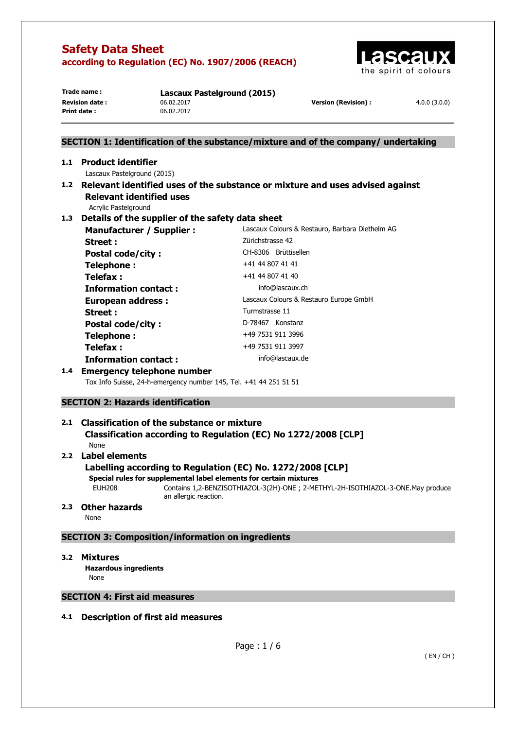# Safety Data Sheet

**according to Regulation (EC) No. 1907/2006 (REACH)**

| | | | |
|---|---|---|---|
| **Trade name :** | **Lascaux Pastelground (2015)** | | |
| **Revision date :** | 06.02.2017 | **Version (Revision) :** | 4.0.0 (3.0.0) |
| **Print date :** | 06.02.2017 | | |

## SECTION 1: Identification of the substance/mixture and of the company/ undertaking

### 1.1 Product identifier

Lascaux Pastelground (2015)

### 1.2 Relevant identified uses of the substance or mixture and uses advised against

**Relevant identified uses**

Acrylic Pastelground

### 1.3 Details of the supplier of the safety data sheet

| | |
|---|---|
| **Manufacturer / Supplier :** | Lascaux Colours & Restauro, Barbara Diethelm AG |
| **Street :** | Zürichstrasse 42 |
| **Postal code/city :** | CH-8306 Brüttisellen |
| **Telephone :** | +41 44 807 41 41 |
| **Telefax :** | +41 44 807 41 40 |
| **Information contact :** | info@lascaux.ch |
| **European address :** | Lascaux Colours & Restauro Europe GmbH |
| **Street :** | Turmstrasse 11 |
| **Postal code/city :** | D-78467 Konstanz |
| **Telephone :** | +49 7531 911 3996 |
| **Telefax :** | +49 7531 911 3997 |
| **Information contact :** | info@lascaux.de |

### 1.4 Emergency telephone number

Tox Info Suisse, 24-h-emergency number 145, Tel. +41 44 251 51 51

## SECTION 2: Hazards identification

### 2.1 Classification of the substance or mixture

**Classification according to Regulation (EC) No 1272/2008 [CLP]**

None

### 2.2 Label elements

**Labelling according to Regulation (EC) No. 1272/2008 [CLP]**

**Special rules for supplemental label elements for certain mixtures**

EUH208 Contains 1,2-BENZISOTHIAZOL-3(2H)-ONE ; 2-METHYL-2H-ISOTHIAZOL-3-ONE.May produce an allergic reaction.

### 2.3 Other hazards

None

## SECTION 3: Composition/information on ingredients

### 3.2 Mixtures

**Hazardous ingredients**

None

## SECTION 4: First aid measures

### 4.1 Description of first aid measures

( EN / CH )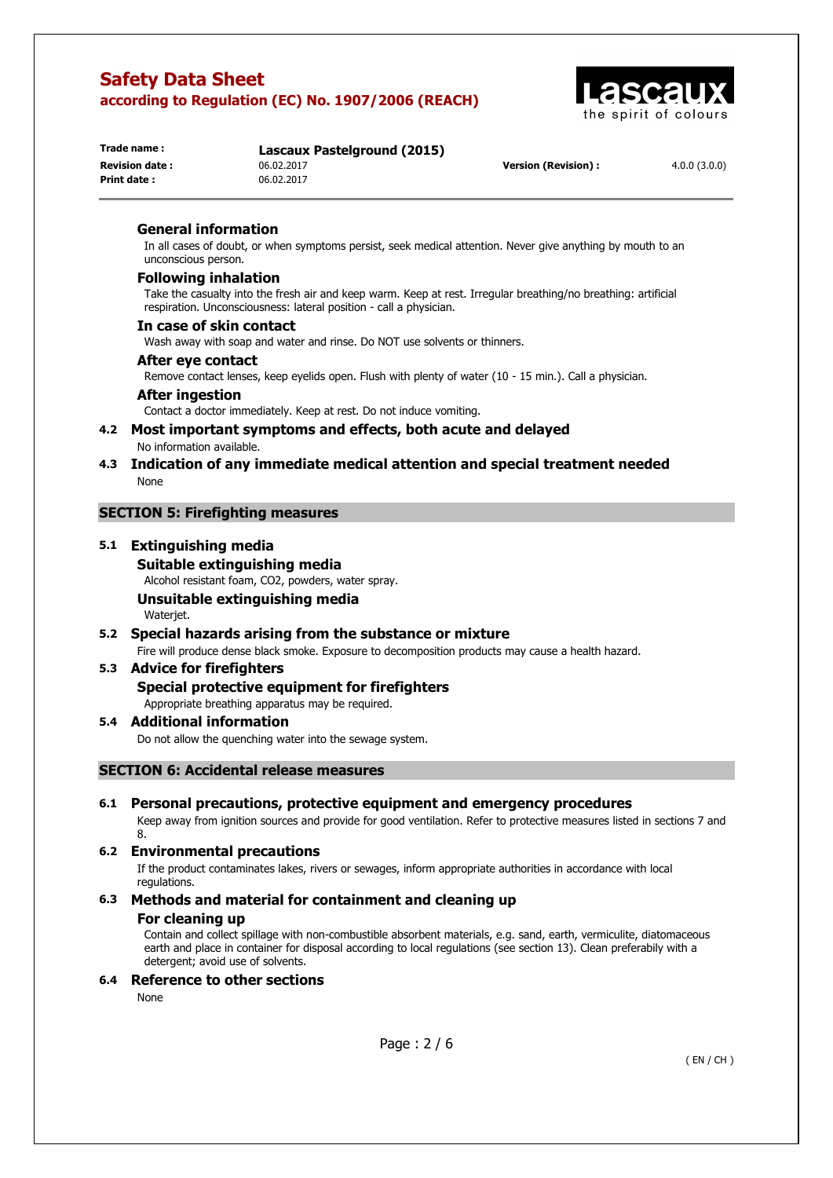### General information

In all cases of doubt, or when symptoms persist, seek medical attention. Never give anything by mouth to an unconscious person.

### Following inhalation

Take the casualty into the fresh air and keep warm. Keep at rest. Irregular breathing/no breathing: artificial respiration. Unconsciousness: lateral position - call a physician.

### In case of skin contact

Wash away with soap and water and rinse. Do NOT use solvents or thinners.

### After eye contact

Remove contact lenses, keep eyelids open. Flush with plenty of water (10 - 15 min.). Call a physician.

### After ingestion

Contact a doctor immediately. Keep at rest. Do not induce vomiting.

## 4.2 Most important symptoms and effects, both acute and delayed

No information available.

## 4.3 Indication of any immediate medical attention and special treatment needed

None

# SECTION 5: Firefighting measures

## 5.1 Extinguishing media

### Suitable extinguishing media

Alcohol resistant foam, $CO_2$, powders, water spray.

### Unsuitable extinguishing media

Waterjet.

## 5.2 Special hazards arising from the substance or mixture

Fire will produce dense black smoke. Exposure to decomposition products may cause a health hazard.

## 5.3 Advice for firefighters

### Special protective equipment for firefighters

Appropriate breathing apparatus may be required.

## 5.4 Additional information

Do not allow the quenching water into the sewage system.

# SECTION 6: Accidental release measures

## 6.1 Personal precautions, protective equipment and emergency procedures

Keep away from ignition sources and provide for good ventilation. Refer to protective measures listed in sections 7 and 8.

## 6.2 Environmental precautions

If the product contaminates lakes, rivers or sewages, inform appropriate authorities in accordance with local regulations.

## 6.3 Methods and material for containment and cleaning up

### For cleaning up

Contain and collect spillage with non-combustible absorbent materials, e.g. sand, earth, vermiculite, diatomaceous earth and place in container for disposal according to local regulations (see section 13). Clean preferabily with a detergent; avoid use of solvents.

## 6.4 Reference to other sections

None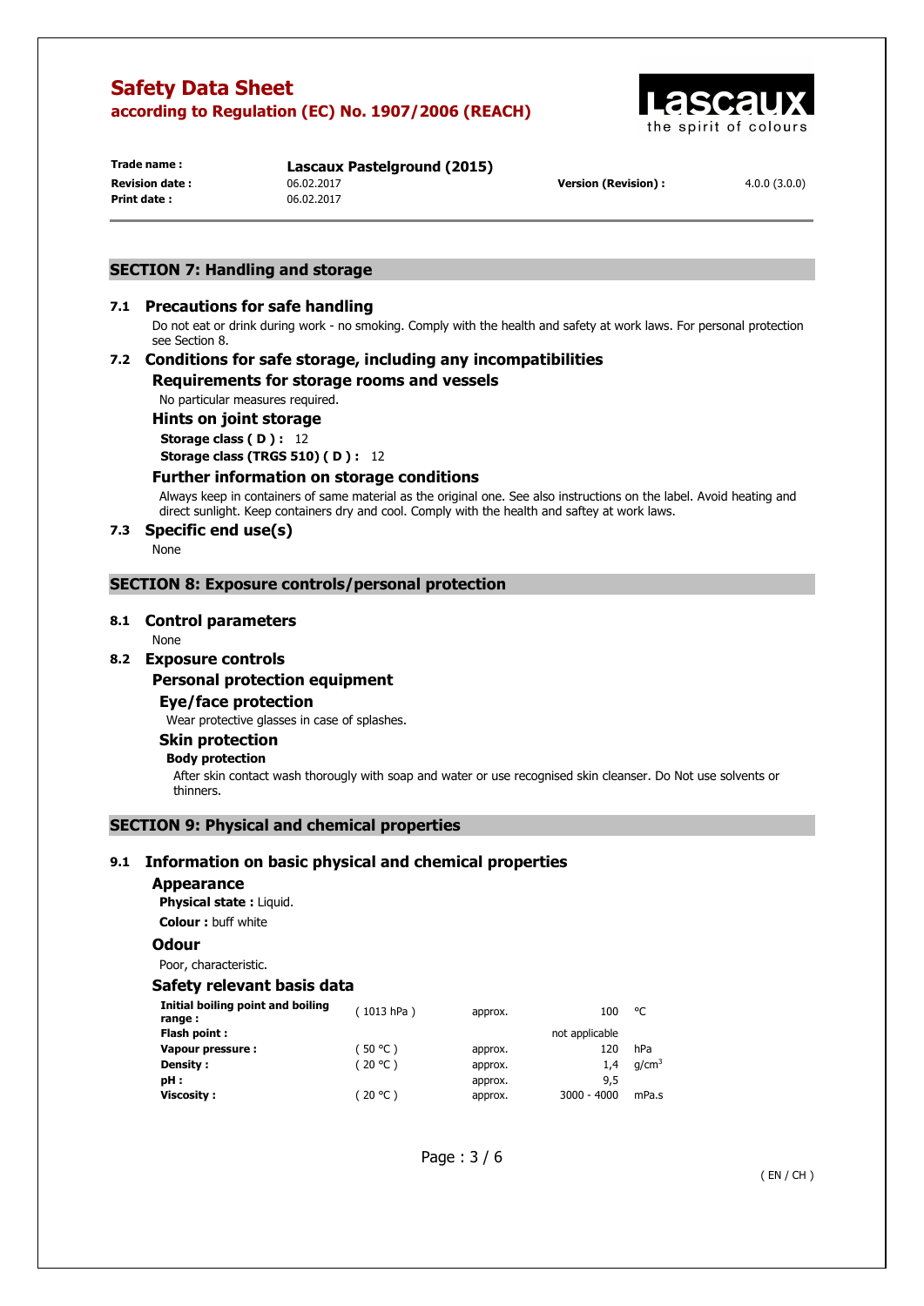## SECTION 7: Handling and storage

### 7.1 Precautions for safe handling

Do not eat or drink during work - no smoking. Comply with the health and safety at work laws. For personal protection see Section 8.

### 7.2 Conditions for safe storage, including any incompatibilities

#### Requirements for storage rooms and vessels

No particular measures required.

#### Hints on joint storage

**Storage class ( D ) :** 12

**Storage class (TRGS 510) ( D ) :** 12

#### Further information on storage conditions

Always keep in containers of same material as the original one. See also instructions on the label. Avoid heating and direct sunlight. Keep containers dry and cool. Comply with the health and saftey at work laws.

### 7.3 Specific end use(s)

None

## SECTION 8: Exposure controls/personal protection

### 8.1 Control parameters

None

### 8.2 Exposure controls

#### Personal protection equipment

##### Eye/face protection

Wear protective glasses in case of splashes.

##### Skin protection

**Body protection**

After skin contact wash thorougly with soap and water or use recognised skin cleanser. Do Not use solvents or thinners.

## SECTION 9: Physical and chemical properties

### 9.1 Information on basic physical and chemical properties

#### Appearance

**Physical state :** Liquid.

**Colour :** buff white

#### Odour

Poor, characteristic.

#### Safety relevant basis data

| | | | | |
|---|---|---|---|---|
| **Initial boiling point and boiling range :** | ( 1013 hPa ) | approx. | 100 | °C |
| **Flash point :** | | | not applicable | |
| **Vapour pressure :** | ( 50 °C ) | approx. | 120 | hPa |
| **Density :** | ( 20 °C ) | approx. | 1,4 | $g/cm^3$ |
| **pH :** | | approx. | 9,5 | |
| **Viscosity :** | ( 20 °C ) | approx. | 3000 - 4000 | mPa.s |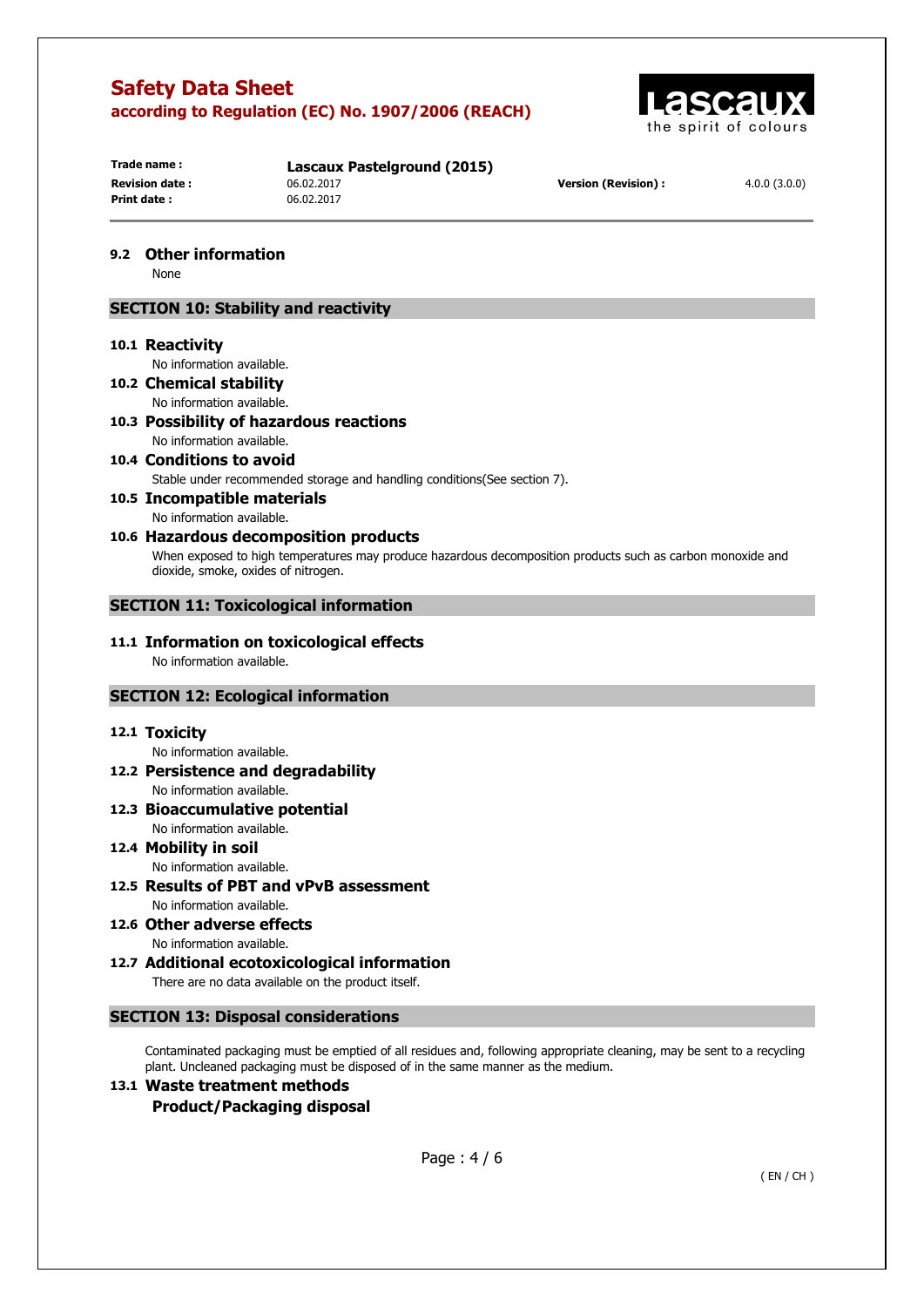### 9.2 Other information

None

## SECTION 10: Stability and reactivity

### 10.1 Reactivity

No information available.

### 10.2 Chemical stability

No information available.

### 10.3 Possibility of hazardous reactions

No information available.

### 10.4 Conditions to avoid

Stable under recommended storage and handling conditions(See section 7).

### 10.5 Incompatible materials

No information available.

### 10.6 Hazardous decomposition products

When exposed to high temperatures may produce hazardous decomposition products such as carbon monoxide and dioxide, smoke, oxides of nitrogen.

## SECTION 11: Toxicological information

### 11.1 Information on toxicological effects

No information available.

## SECTION 12: Ecological information

### 12.1 Toxicity

No information available.

### 12.2 Persistence and degradability

No information available.

### 12.3 Bioaccumulative potential

No information available.

### 12.4 Mobility in soil

No information available.

### 12.5 Results of PBT and vPvB assessment

No information available.

### 12.6 Other adverse effects

No information available.

### 12.7 Additional ecotoxicological information

There are no data available on the product itself.

## SECTION 13: Disposal considerations

Contaminated packaging must be emptied of all residues and, following appropriate cleaning, may be sent to a recycling plant. Uncleaned packaging must be disposed of in the same manner as the medium.

### 13.1 Waste treatment methods

**Product/Packaging disposal**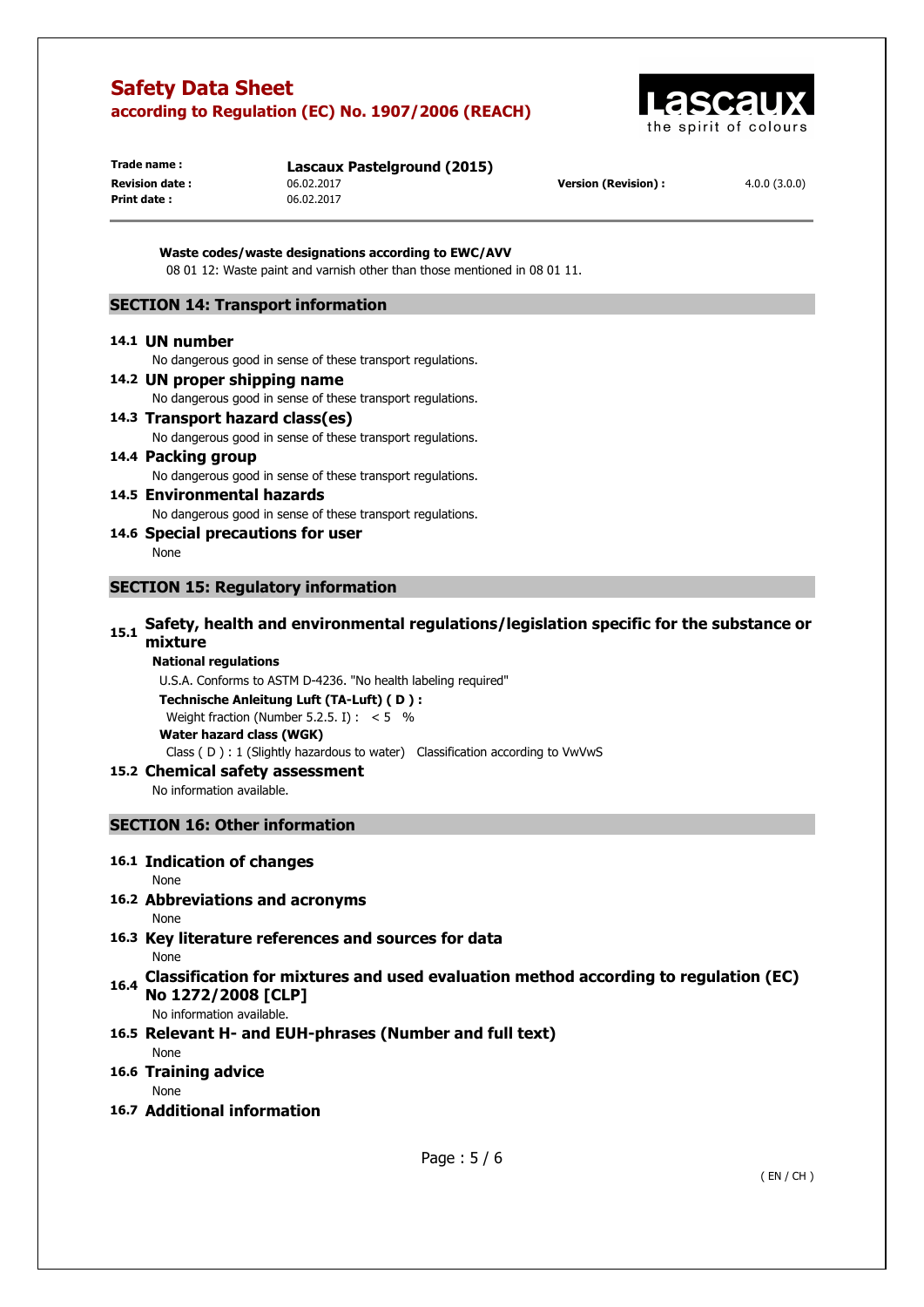**Waste codes/waste designations according to EWC/AVV**

08 01 12: Waste paint and varnish other than those mentioned in 08 01 11.

## SECTION 14: Transport information

### 14.1 UN number

No dangerous good in sense of these transport regulations.

### 14.2 UN proper shipping name

No dangerous good in sense of these transport regulations.

### 14.3 Transport hazard class(es)

No dangerous good in sense of these transport regulations.

### 14.4 Packing group

No dangerous good in sense of these transport regulations.

### 14.5 Environmental hazards

No dangerous good in sense of these transport regulations.

### 14.6 Special precautions for user

None

## SECTION 15: Regulatory information

### 15.1 Safety, health and environmental regulations/legislation specific for the substance or mixture

**National regulations**

U.S.A. Conforms to ASTM D-4236. "No health labeling required"

**Technische Anleitung Luft (TA-Luft) ( D ) :**

Weight fraction (Number 5.2.5. I) : < 5 %

**Water hazard class (WGK)**

Class ( D ) : 1 (Slightly hazardous to water) Classification according to VwVwS

### 15.2 Chemical safety assessment

No information available.

## SECTION 16: Other information

### 16.1 Indication of changes

None

### 16.2 Abbreviations and acronyms

None

### 16.3 Key literature references and sources for data

None

### 16.4 Classification for mixtures and used evaluation method according to regulation (EC) No 1272/2008 [CLP]

No information available.

### 16.5 Relevant H- and EUH-phrases (Number and full text)

None

### 16.6 Training advice

None

### 16.7 Additional information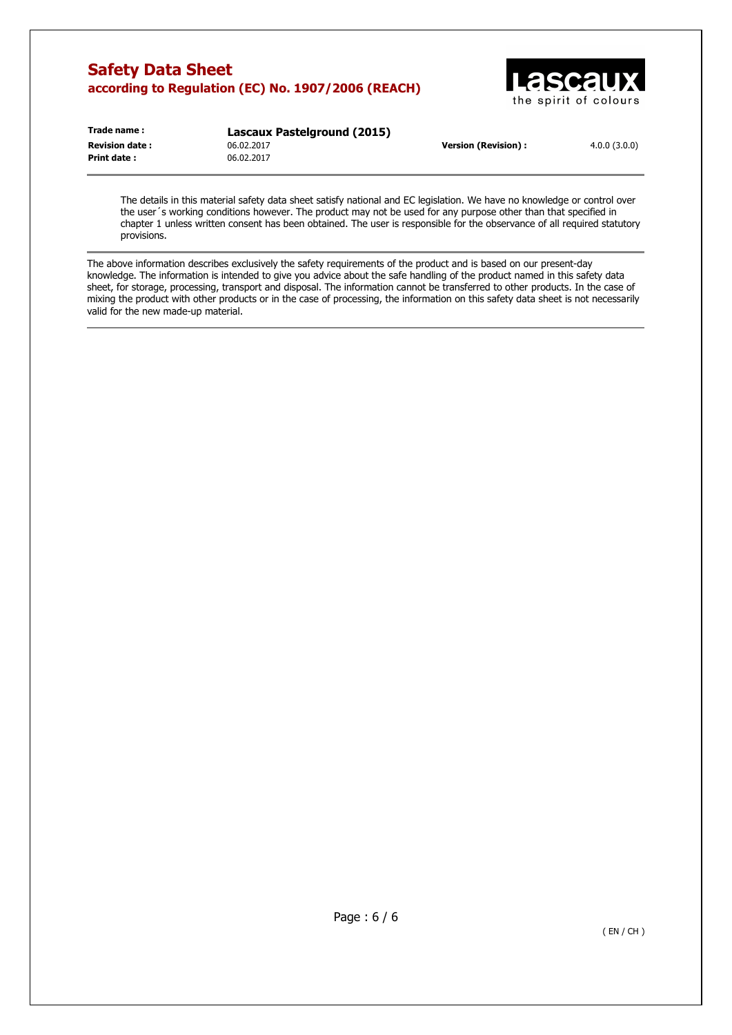The details in this material safety data sheet satisfy national and EC legislation. We have no knowledge or control over the user´s working conditions however. The product may not be used for any purpose other than that specified in chapter 1 unless written consent has been obtained. The user is responsible for the observance of all required statutory provisions.

The above information describes exclusively the safety requirements of the product and is based on our present-day knowledge. The information is intended to give you advice about the safe handling of the product named in this safety data sheet, for storage, processing, transport and disposal. The information cannot be transferred to other products. In the case of mixing the product with other products or in the case of processing, the information on this safety data sheet is not necessarily valid for the new made-up material.